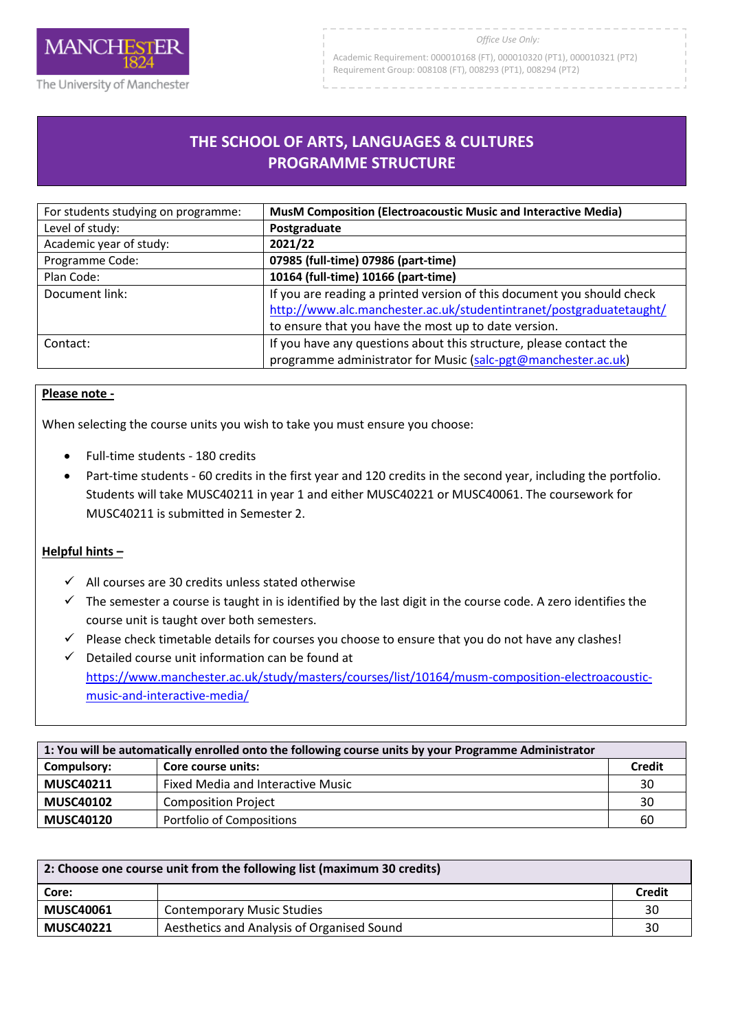MANCHESTER 1824
The University of Manchester

*Office Use Only:*

Academic Requirement: 000010168 (FT), 000010320 (PT1), 000010321 (PT2)
Requirement Group: 008108 (FT), 008293 (PT1), 008294 (PT2)

# THE SCHOOL OF ARTS, LANGUAGES & CULTURES
# PROGRAMME STRUCTURE

| | |
|---|---|
| For students studying on programme: | **MusM Composition (Electroacoustic Music and Interactive Media)** |
| Level of study: | **Postgraduate** |
| Academic year of study: | **2021/22** |
| Programme Code: | **07985 (full-time) 07986 (part-time)** |
| Plan Code: | **10164 (full-time) 10166 (part-time)** |
| Document link: | If you are reading a printed version of this document you should check http://www.alc.manchester.ac.uk/studentintranet/postgraduatetaught/ to ensure that you have the most up to date version. |
| Contact: | If you have any questions about this structure, please contact the programme administrator for Music (salc-pgt@manchester.ac.uk) |

**Please note -**

When selecting the course units you wish to take you must ensure you choose:

- Full-time students - 180 credits
- Part-time students - 60 credits in the first year and 120 credits in the second year, including the portfolio. Students will take MUSC40211 in year 1 and either MUSC40221 or MUSC40061. The coursework for MUSC40211 is submitted in Semester 2.

**Helpful hints –**

- ✓ All courses are 30 credits unless stated otherwise
- ✓ The semester a course is taught in is identified by the last digit in the course code. A zero identifies the course unit is taught over both semesters.
- ✓ Please check timetable details for courses you choose to ensure that you do not have any clashes!
- ✓ Detailed course unit information can be found at https://www.manchester.ac.uk/study/masters/courses/list/10164/musm-composition-electroacoustic-music-and-interactive-media/

| 1: You will be automatically enrolled onto the following course units by your Programme Administrator | | |
|---|---|---|
| **Compulsory:** | **Core course units:** | **Credit** |
| **MUSC40211** | Fixed Media and Interactive Music | 30 |
| **MUSC40102** | Composition Project | 30 |
| **MUSC40120** | Portfolio of Compositions | 60 |

| 2: Choose one course unit from the following list (maximum 30 credits) | | |
|---|---|---|
| **Core:** | | **Credit** |
| **MUSC40061** | Contemporary Music Studies | 30 |
| **MUSC40221** | Aesthetics and Analysis of Organised Sound | 30 |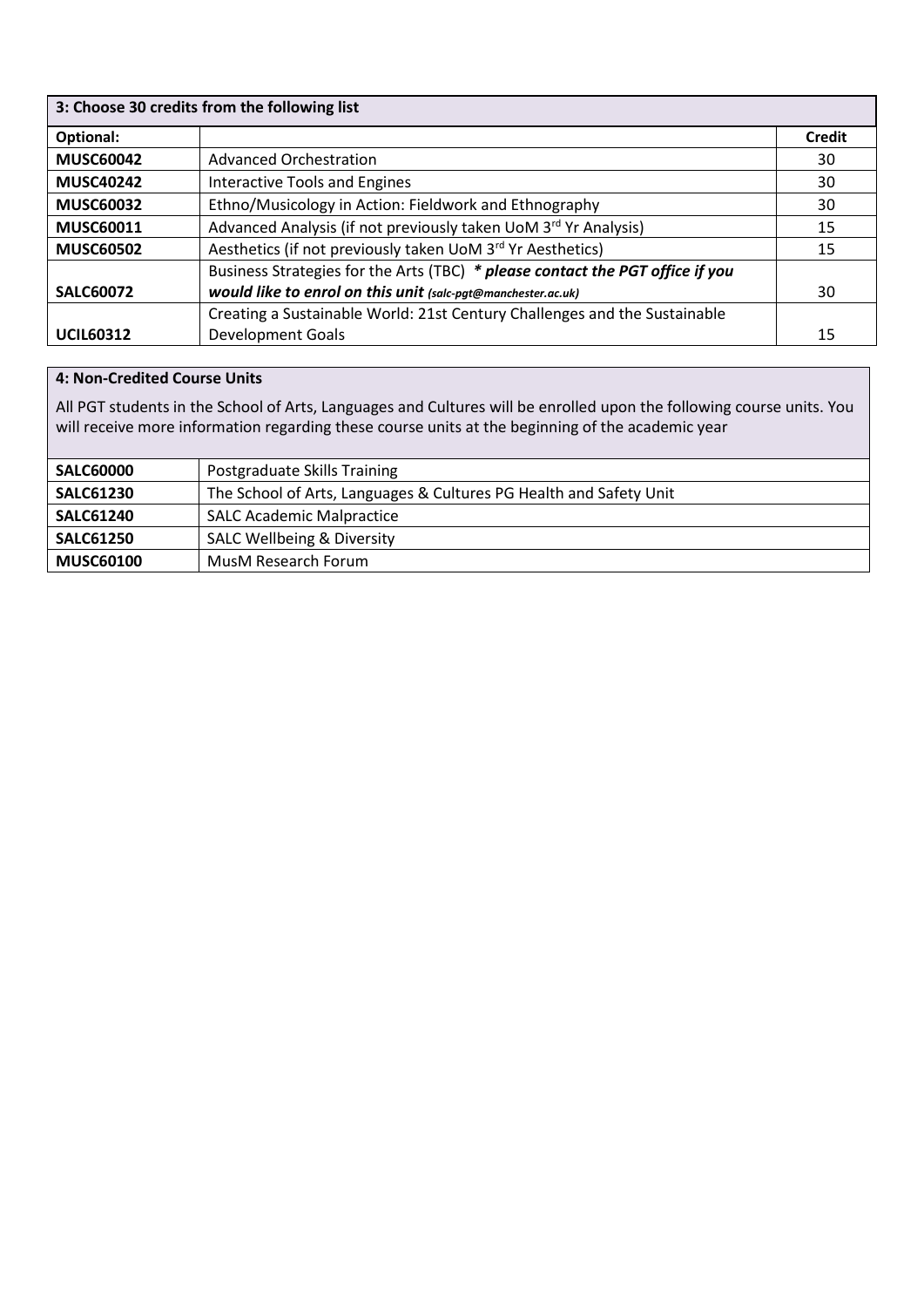| 3: Choose 30 credits from the following list | | |
|---|---|---|
| **Optional:** | | **Credit** |
| **MUSC60042** | Advanced Orchestration | 30 |
| **MUSC40242** | Interactive Tools and Engines | 30 |
| **MUSC60032** | Ethno/Musicology in Action: Fieldwork and Ethnography | 30 |
| **MUSC60011** | Advanced Analysis (if not previously taken UoM 3rd Yr Analysis) | 15 |
| **MUSC60502** | Aesthetics (if not previously taken UoM 3rd Yr Aesthetics) | 15 |
| **SALC60072** | Business Strategies for the Arts (TBC) ***\* please contact the PGT office if you would like to enrol on this unit*** ***(salc-pgt@manchester.ac.uk)*** | 30 |
| **UCIL60312** | Creating a Sustainable World: 21st Century Challenges and the Sustainable Development Goals | 15 |

**4: Non-Credited Course Units**

All PGT students in the School of Arts, Languages and Cultures will be enrolled upon the following course units. You will receive more information regarding these course units at the beginning of the academic year

| | |
|---|---|
| **SALC60000** | Postgraduate Skills Training |
| **SALC61230** | The School of Arts, Languages & Cultures PG Health and Safety Unit |
| **SALC61240** | SALC Academic Malpractice |
| **SALC61250** | SALC Wellbeing & Diversity |
| **MUSC60100** | MusM Research Forum |